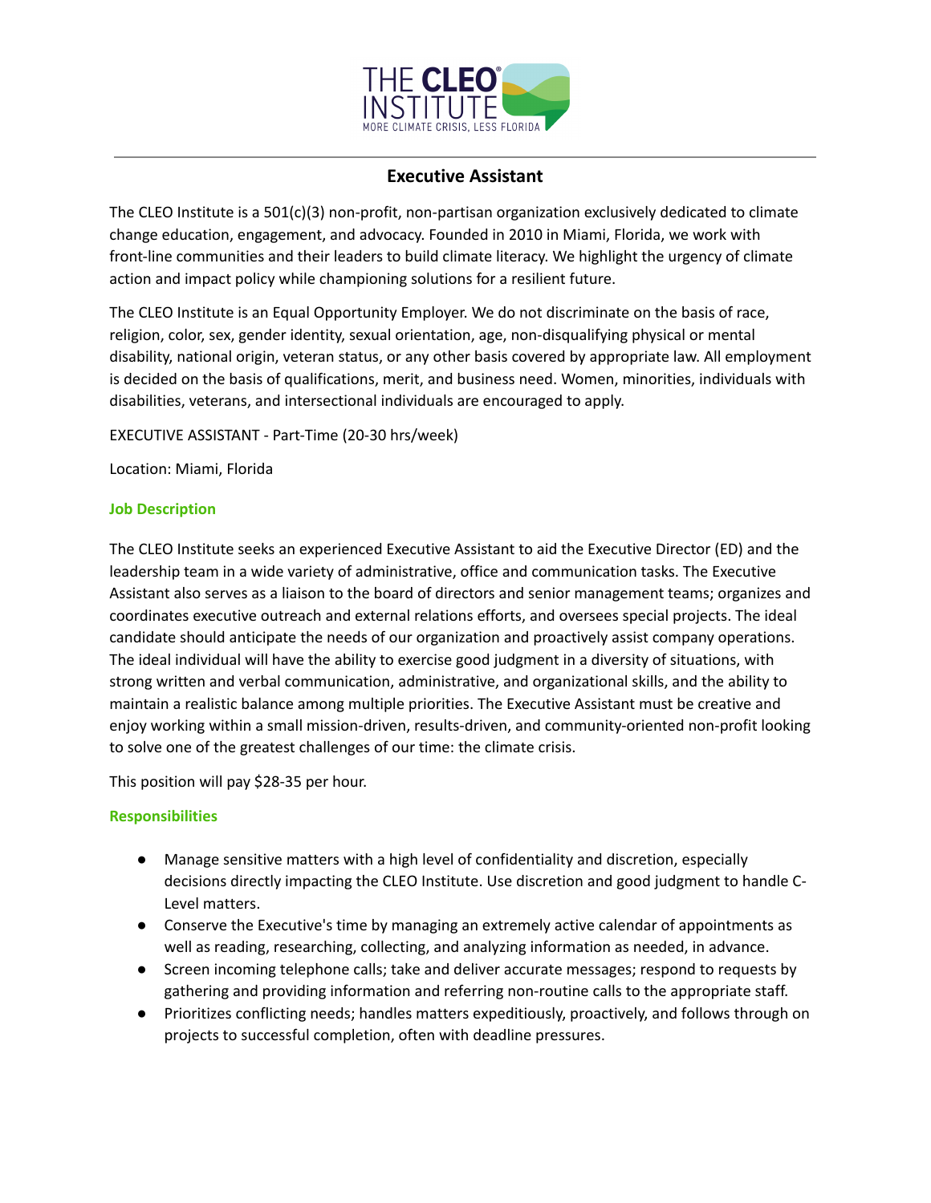# Executive Assistant

The CLEO Institute is a 501(c)(3) non-profit, non-partisan organization exclusively dedicated to climate change education, engagement, and advocacy. Founded in 2010 in Miami, Florida, we work with front-line communities and their leaders to build climate literacy. We highlight the urgency of climate action and impact policy while championing solutions for a resilient future.

The CLEO Institute is an Equal Opportunity Employer. We do not discriminate on the basis of race, religion, color, sex, gender identity, sexual orientation, age, non-disqualifying physical or mental disability, national origin, veteran status, or any other basis covered by appropriate law. All employment is decided on the basis of qualifications, merit, and business need. Women, minorities, individuals with disabilities, veterans, and intersectional individuals are encouraged to apply.

EXECUTIVE ASSISTANT - Part-Time (20-30 hrs/week)

Location: Miami, Florida

### Job Description

The CLEO Institute seeks an experienced Executive Assistant to aid the Executive Director (ED) and the leadership team in a wide variety of administrative, office and communication tasks. The Executive Assistant also serves as a liaison to the board of directors and senior management teams; organizes and coordinates executive outreach and external relations efforts, and oversees special projects. The ideal candidate should anticipate the needs of our organization and proactively assist company operations. The ideal individual will have the ability to exercise good judgment in a diversity of situations, with strong written and verbal communication, administrative, and organizational skills, and the ability to maintain a realistic balance among multiple priorities. The Executive Assistant must be creative and enjoy working within a small mission-driven, results-driven, and community-oriented non-profit looking to solve one of the greatest challenges of our time: the climate crisis.

This position will pay $28-35 per hour.

### Responsibilities

- Manage sensitive matters with a high level of confidentiality and discretion, especially decisions directly impacting the CLEO Institute. Use discretion and good judgment to handle C-Level matters.
- Conserve the Executive's time by managing an extremely active calendar of appointments as well as reading, researching, collecting, and analyzing information as needed, in advance.
- Screen incoming telephone calls; take and deliver accurate messages; respond to requests by gathering and providing information and referring non-routine calls to the appropriate staff.
- Prioritizes conflicting needs; handles matters expeditiously, proactively, and follows through on projects to successful completion, often with deadline pressures.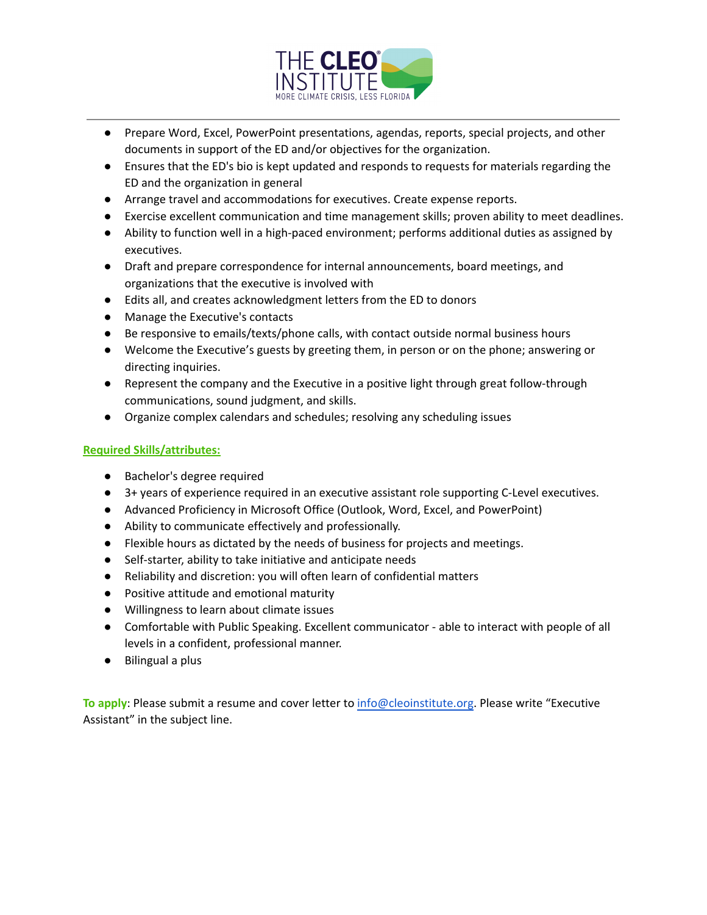- Prepare Word, Excel, PowerPoint presentations, agendas, reports, special projects, and other documents in support of the ED and/or objectives for the organization.
- Ensures that the ED's bio is kept updated and responds to requests for materials regarding the ED and the organization in general
- Arrange travel and accommodations for executives. Create expense reports.
- Exercise excellent communication and time management skills; proven ability to meet deadlines.
- Ability to function well in a high-paced environment; performs additional duties as assigned by executives.
- Draft and prepare correspondence for internal announcements, board meetings, and organizations that the executive is involved with
- Edits all, and creates acknowledgment letters from the ED to donors
- Manage the Executive's contacts
- Be responsive to emails/texts/phone calls, with contact outside normal business hours
- Welcome the Executive's guests by greeting them, in person or on the phone; answering or directing inquiries.
- Represent the company and the Executive in a positive light through great follow-through communications, sound judgment, and skills.
- Organize complex calendars and schedules; resolving any scheduling issues

**Required Skills/attributes:**

- Bachelor's degree required
- 3+ years of experience required in an executive assistant role supporting C-Level executives.
- Advanced Proficiency in Microsoft Office (Outlook, Word, Excel, and PowerPoint)
- Ability to communicate effectively and professionally.
- Flexible hours as dictated by the needs of business for projects and meetings.
- Self-starter, ability to take initiative and anticipate needs
- Reliability and discretion: you will often learn of confidential matters
- Positive attitude and emotional maturity
- Willingness to learn about climate issues
- Comfortable with Public Speaking. Excellent communicator - able to interact with people of all levels in a confident, professional manner.
- Bilingual a plus

**To apply**: Please submit a resume and cover letter to info@cleoinstitute.org. Please write "Executive Assistant" in the subject line.